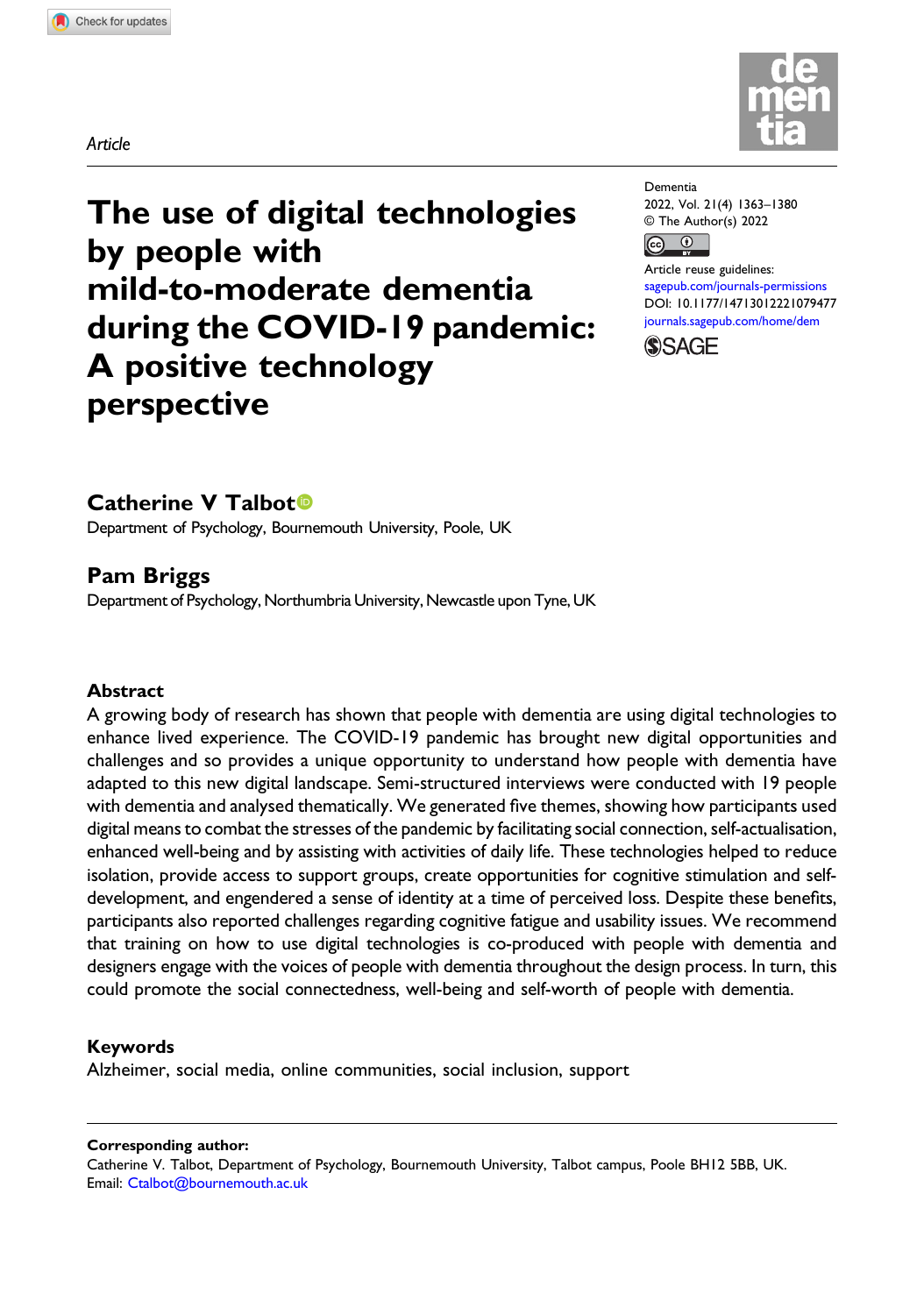Article

# The use of digital technologies by people with mild-to-moderate dementia during the COVID-19 pandemic: A positive technology perspective

Dementia
2022, Vol. 21(4) 1363–1380
© The Author(s) 2022
Article reuse guidelines:
sagepub.com/journals-permissions
DOI: 10.1177/14713012221079477
journals.sagepub.com/home/dem

**Catherine V Talbot**
Department of Psychology, Bournemouth University, Poole, UK

**Pam Briggs**
Department of Psychology, Northumbria University, Newcastle upon Tyne, UK

## Abstract

A growing body of research has shown that people with dementia are using digital technologies to enhance lived experience. The COVID-19 pandemic has brought new digital opportunities and challenges and so provides a unique opportunity to understand how people with dementia have adapted to this new digital landscape. Semi-structured interviews were conducted with 19 people with dementia and analysed thematically. We generated five themes, showing how participants used digital means to combat the stresses of the pandemic by facilitating social connection, self-actualisation, enhanced well-being and by assisting with activities of daily life. These technologies helped to reduce isolation, provide access to support groups, create opportunities for cognitive stimulation and self-development, and engendered a sense of identity at a time of perceived loss. Despite these benefits, participants also reported challenges regarding cognitive fatigue and usability issues. We recommend that training on how to use digital technologies is co-produced with people with dementia and designers engage with the voices of people with dementia throughout the design process. In turn, this could promote the social connectedness, well-being and self-worth of people with dementia.

## Keywords

Alzheimer, social media, online communities, social inclusion, support

**Corresponding author:**
Catherine V. Talbot, Department of Psychology, Bournemouth University, Talbot campus, Poole BH12 5BB, UK.
Email: Ctalbot@bournemouth.ac.uk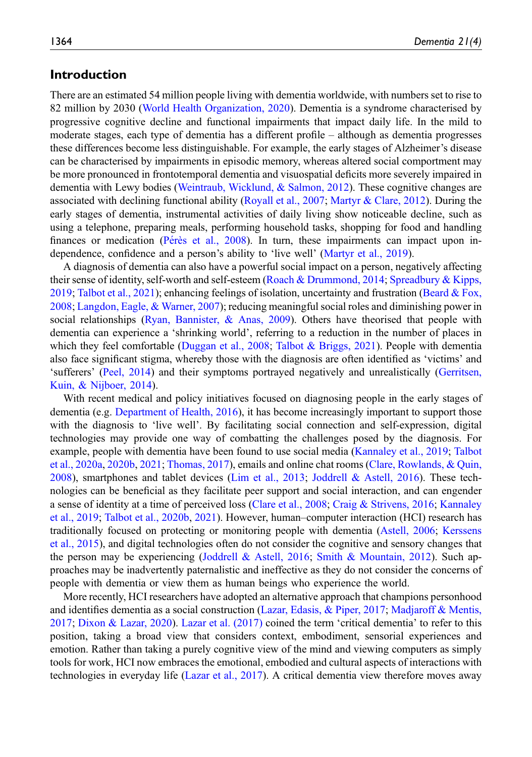## Introduction

There are an estimated 54 million people living with dementia worldwide, with numbers set to rise to 82 million by 2030 (World Health Organization, 2020). Dementia is a syndrome characterised by progressive cognitive decline and functional impairments that impact daily life. In the mild to moderate stages, each type of dementia has a different profile – although as dementia progresses these differences become less distinguishable. For example, the early stages of Alzheimer's disease can be characterised by impairments in episodic memory, whereas altered social comportment may be more pronounced in frontotemporal dementia and visuospatial deficits more severely impaired in dementia with Lewy bodies (Weintraub, Wicklund, & Salmon, 2012). These cognitive changes are associated with declining functional ability (Royall et al., 2007; Martyr & Clare, 2012). During the early stages of dementia, instrumental activities of daily living show noticeable decline, such as using a telephone, preparing meals, performing household tasks, shopping for food and handling finances or medication (Pérès et al., 2008). In turn, these impairments can impact upon independence, confidence and a person's ability to 'live well' (Martyr et al., 2019).

A diagnosis of dementia can also have a powerful social impact on a person, negatively affecting their sense of identity, self-worth and self-esteem (Roach & Drummond, 2014; Spreadbury & Kipps, 2019; Talbot et al., 2021); enhancing feelings of isolation, uncertainty and frustration (Beard & Fox, 2008; Langdon, Eagle, & Warner, 2007); reducing meaningful social roles and diminishing power in social relationships (Ryan, Bannister, & Anas, 2009). Others have theorised that people with dementia can experience a 'shrinking world', referring to a reduction in the number of places in which they feel comfortable (Duggan et al., 2008; Talbot & Briggs, 2021). People with dementia also face significant stigma, whereby those with the diagnosis are often identified as 'victims' and 'sufferers' (Peel, 2014) and their symptoms portrayed negatively and unrealistically (Gerritsen, Kuin, & Nijboer, 2014).

With recent medical and policy initiatives focused on diagnosing people in the early stages of dementia (e.g. Department of Health, 2016), it has become increasingly important to support those with the diagnosis to 'live well'. By facilitating social connection and self-expression, digital technologies may provide one way of combatting the challenges posed by the diagnosis. For example, people with dementia have been found to use social media (Kannaley et al., 2019; Talbot et al., 2020a, 2020b, 2021; Thomas, 2017), emails and online chat rooms (Clare, Rowlands, & Quin, 2008), smartphones and tablet devices (Lim et al., 2013; Joddrell & Astell, 2016). These technologies can be beneficial as they facilitate peer support and social interaction, and can engender a sense of identity at a time of perceived loss (Clare et al., 2008; Craig & Strivens, 2016; Kannaley et al., 2019; Talbot et al., 2020b, 2021). However, human–computer interaction (HCI) research has traditionally focused on protecting or monitoring people with dementia (Astell, 2006; Kerssens et al., 2015), and digital technologies often do not consider the cognitive and sensory changes that the person may be experiencing (Joddrell & Astell, 2016; Smith & Mountain, 2012). Such approaches may be inadvertently paternalistic and ineffective as they do not consider the concerns of people with dementia or view them as human beings who experience the world.

More recently, HCI researchers have adopted an alternative approach that champions personhood and identifies dementia as a social construction (Lazar, Edasis, & Piper, 2017; Madjaroff & Mentis, 2017; Dixon & Lazar, 2020). Lazar et al. (2017) coined the term 'critical dementia' to refer to this position, taking a broad view that considers context, embodiment, sensorial experiences and emotion. Rather than taking a purely cognitive view of the mind and viewing computers as simply tools for work, HCI now embraces the emotional, embodied and cultural aspects of interactions with technologies in everyday life (Lazar et al., 2017). A critical dementia view therefore moves away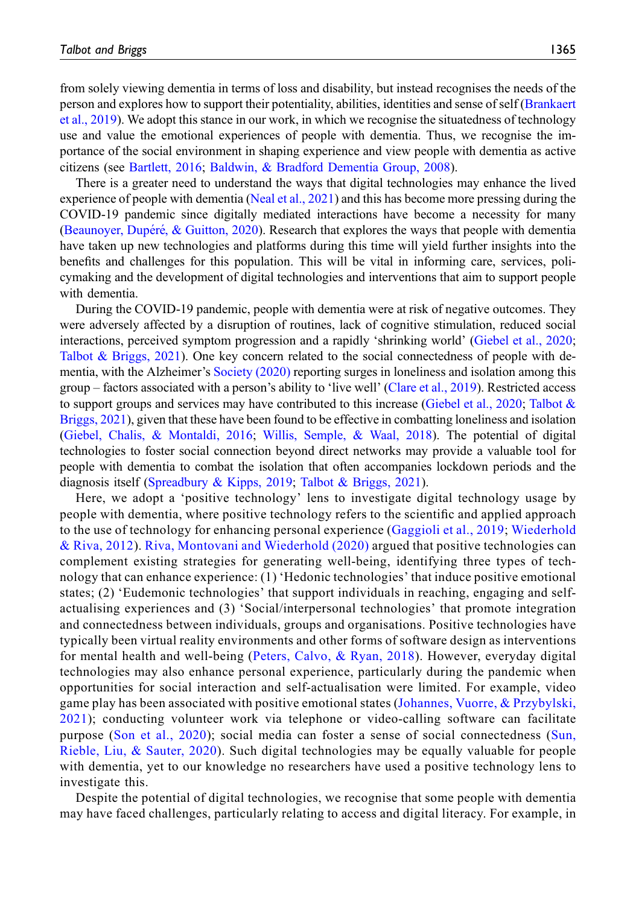from solely viewing dementia in terms of loss and disability, but instead recognises the needs of the person and explores how to support their potentiality, abilities, identities and sense of self (Brankaert et al., 2019). We adopt this stance in our work, in which we recognise the situatedness of technology use and value the emotional experiences of people with dementia. Thus, we recognise the importance of the social environment in shaping experience and view people with dementia as active citizens (see Bartlett, 2016; Baldwin, & Bradford Dementia Group, 2008).

There is a greater need to understand the ways that digital technologies may enhance the lived experience of people with dementia (Neal et al., 2021) and this has become more pressing during the COVID-19 pandemic since digitally mediated interactions have become a necessity for many (Beaunoyer, Dupéré, & Guitton, 2020). Research that explores the ways that people with dementia have taken up new technologies and platforms during this time will yield further insights into the benefits and challenges for this population. This will be vital in informing care, services, policymaking and the development of digital technologies and interventions that aim to support people with dementia.

During the COVID-19 pandemic, people with dementia were at risk of negative outcomes. They were adversely affected by a disruption of routines, lack of cognitive stimulation, reduced social interactions, perceived symptom progression and a rapidly 'shrinking world' (Giebel et al., 2020; Talbot & Briggs, 2021). One key concern related to the social connectedness of people with dementia, with the Alzheimer's Society (2020) reporting surges in loneliness and isolation among this group – factors associated with a person's ability to 'live well' (Clare et al., 2019). Restricted access to support groups and services may have contributed to this increase (Giebel et al., 2020; Talbot & Briggs, 2021), given that these have been found to be effective in combatting loneliness and isolation (Giebel, Chalis, & Montaldi, 2016; Willis, Semple, & Waal, 2018). The potential of digital technologies to foster social connection beyond direct networks may provide a valuable tool for people with dementia to combat the isolation that often accompanies lockdown periods and the diagnosis itself (Spreadbury & Kipps, 2019; Talbot & Briggs, 2021).

Here, we adopt a 'positive technology' lens to investigate digital technology usage by people with dementia, where positive technology refers to the scientific and applied approach to the use of technology for enhancing personal experience (Gaggioli et al., 2019; Wiederhold & Riva, 2012). Riva, Montovani and Wiederhold (2020) argued that positive technologies can complement existing strategies for generating well-being, identifying three types of technology that can enhance experience: (1) 'Hedonic technologies' that induce positive emotional states; (2) 'Eudemonic technologies' that support individuals in reaching, engaging and self-actualising experiences and (3) 'Social/interpersonal technologies' that promote integration and connectedness between individuals, groups and organisations. Positive technologies have typically been virtual reality environments and other forms of software design as interventions for mental health and well-being (Peters, Calvo, & Ryan, 2018). However, everyday digital technologies may also enhance personal experience, particularly during the pandemic when opportunities for social interaction and self-actualisation were limited. For example, video game play has been associated with positive emotional states (Johannes, Vuorre, & Przybylski, 2021); conducting volunteer work via telephone or video-calling software can facilitate purpose (Son et al., 2020); social media can foster a sense of social connectedness (Sun, Rieble, Liu, & Sauter, 2020). Such digital technologies may be equally valuable for people with dementia, yet to our knowledge no researchers have used a positive technology lens to investigate this.

Despite the potential of digital technologies, we recognise that some people with dementia may have faced challenges, particularly relating to access and digital literacy. For example, in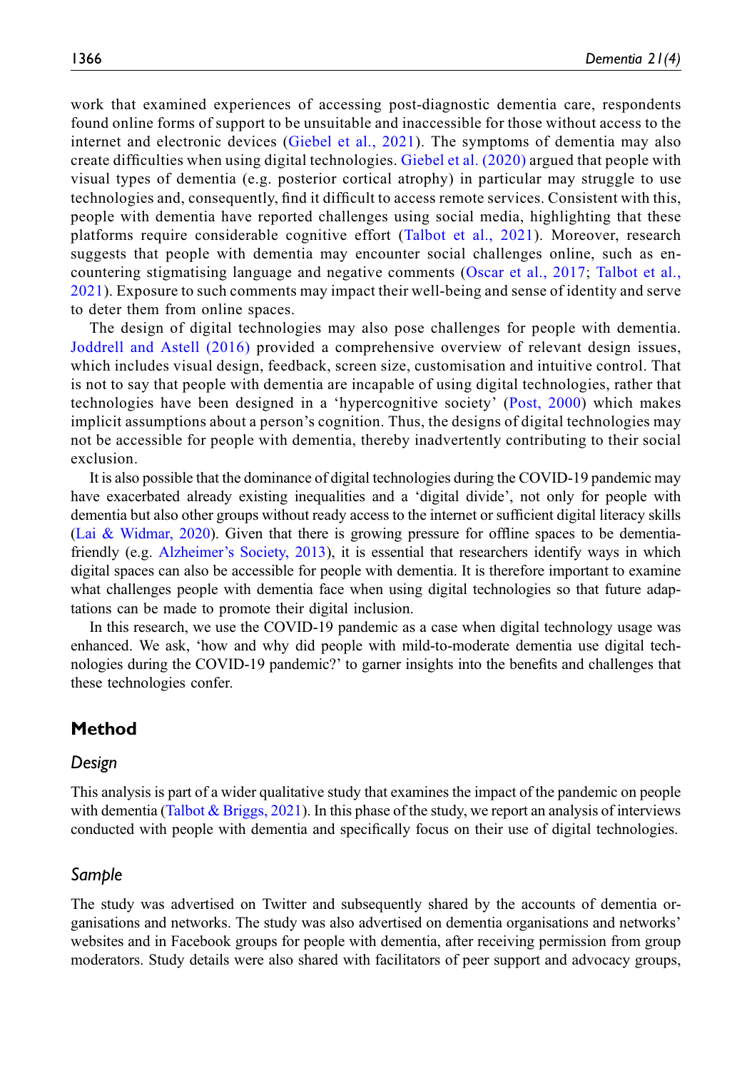work that examined experiences of accessing post-diagnostic dementia care, respondents found online forms of support to be unsuitable and inaccessible for those without access to the internet and electronic devices (Giebel et al., 2021). The symptoms of dementia may also create difficulties when using digital technologies. Giebel et al. (2020) argued that people with visual types of dementia (e.g. posterior cortical atrophy) in particular may struggle to use technologies and, consequently, find it difficult to access remote services. Consistent with this, people with dementia have reported challenges using social media, highlighting that these platforms require considerable cognitive effort (Talbot et al., 2021). Moreover, research suggests that people with dementia may encounter social challenges online, such as encountering stigmatising language and negative comments (Oscar et al., 2017; Talbot et al., 2021). Exposure to such comments may impact their well-being and sense of identity and serve to deter them from online spaces.

The design of digital technologies may also pose challenges for people with dementia. Joddrell and Astell (2016) provided a comprehensive overview of relevant design issues, which includes visual design, feedback, screen size, customisation and intuitive control. That is not to say that people with dementia are incapable of using digital technologies, rather that technologies have been designed in a 'hypercognitive society' (Post, 2000) which makes implicit assumptions about a person's cognition. Thus, the designs of digital technologies may not be accessible for people with dementia, thereby inadvertently contributing to their social exclusion.

It is also possible that the dominance of digital technologies during the COVID-19 pandemic may have exacerbated already existing inequalities and a 'digital divide', not only for people with dementia but also other groups without ready access to the internet or sufficient digital literacy skills (Lai & Widmar, 2020). Given that there is growing pressure for offline spaces to be dementia-friendly (e.g. Alzheimer's Society, 2013), it is essential that researchers identify ways in which digital spaces can also be accessible for people with dementia. It is therefore important to examine what challenges people with dementia face when using digital technologies so that future adaptations can be made to promote their digital inclusion.

In this research, we use the COVID-19 pandemic as a case when digital technology usage was enhanced. We ask, 'how and why did people with mild-to-moderate dementia use digital technologies during the COVID-19 pandemic?' to garner insights into the benefits and challenges that these technologies confer.

## Method

### *Design*

This analysis is part of a wider qualitative study that examines the impact of the pandemic on people with dementia (Talbot & Briggs, 2021). In this phase of the study, we report an analysis of interviews conducted with people with dementia and specifically focus on their use of digital technologies.

### *Sample*

The study was advertised on Twitter and subsequently shared by the accounts of dementia organisations and networks. The study was also advertised on dementia organisations and networks' websites and in Facebook groups for people with dementia, after receiving permission from group moderators. Study details were also shared with facilitators of peer support and advocacy groups,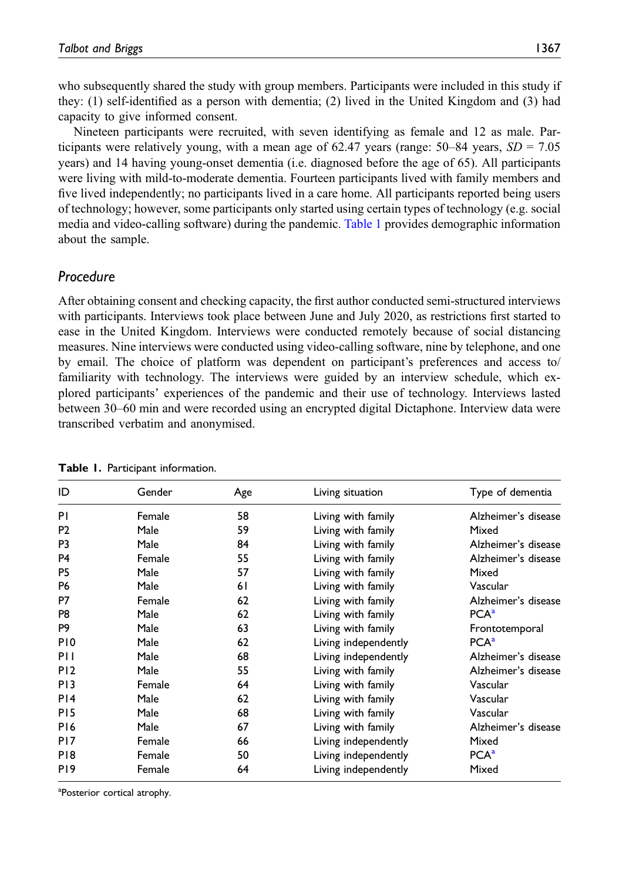who subsequently shared the study with group members. Participants were included in this study if they: (1) self-identified as a person with dementia; (2) lived in the United Kingdom and (3) had capacity to give informed consent.

Nineteen participants were recruited, with seven identifying as female and 12 as male. Participants were relatively young, with a mean age of 62.47 years (range: 50–84 years, $SD$ = 7.05 years) and 14 having young-onset dementia (i.e. diagnosed before the age of 65). All participants were living with mild-to-moderate dementia. Fourteen participants lived with family members and five lived independently; no participants lived in a care home. All participants reported being users of technology; however, some participants only started using certain types of technology (e.g. social media and video-calling software) during the pandemic. Table 1 provides demographic information about the sample.

## *Procedure*

After obtaining consent and checking capacity, the first author conducted semi-structured interviews with participants. Interviews took place between June and July 2020, as restrictions first started to ease in the United Kingdom. Interviews were conducted remotely because of social distancing measures. Nine interviews were conducted using video-calling software, nine by telephone, and one by email. The choice of platform was dependent on participant's preferences and access to/familiarity with technology. The interviews were guided by an interview schedule, which explored participants' experiences of the pandemic and their use of technology. Interviews lasted between 30–60 min and were recorded using an encrypted digital Dictaphone. Interview data were transcribed verbatim and anonymised.

**Table 1.** Participant information.

| ID | Gender | Age | Living situation | Type of dementia |
|---|---|---|---|---|
| P1 | Female | 58 | Living with family | Alzheimer's disease |
| P2 | Male | 59 | Living with family | Mixed |
| P3 | Male | 84 | Living with family | Alzheimer's disease |
| P4 | Female | 55 | Living with family | Alzheimer's disease |
| P5 | Male | 57 | Living with family | Mixed |
| P6 | Male | 61 | Living with family | Vascular |
| P7 | Female | 62 | Living with family | Alzheimer's disease |
| P8 | Male | 62 | Living with family | PCA[a] |
| P9 | Male | 63 | Living with family | Frontotemporal |
| P10 | Male | 62 | Living independently | PCA[a] |
| P11 | Male | 68 | Living independently | Alzheimer's disease |
| P12 | Male | 55 | Living with family | Alzheimer's disease |
| P13 | Female | 64 | Living with family | Vascular |
| P14 | Male | 62 | Living with family | Vascular |
| P15 | Male | 68 | Living with family | Vascular |
| P16 | Male | 67 | Living with family | Alzheimer's disease |
| P17 | Female | 66 | Living independently | Mixed |
| P18 | Female | 50 | Living independently | PCA[a] |
| P19 | Female | 64 | Living independently | Mixed |

[a]Posterior cortical atrophy.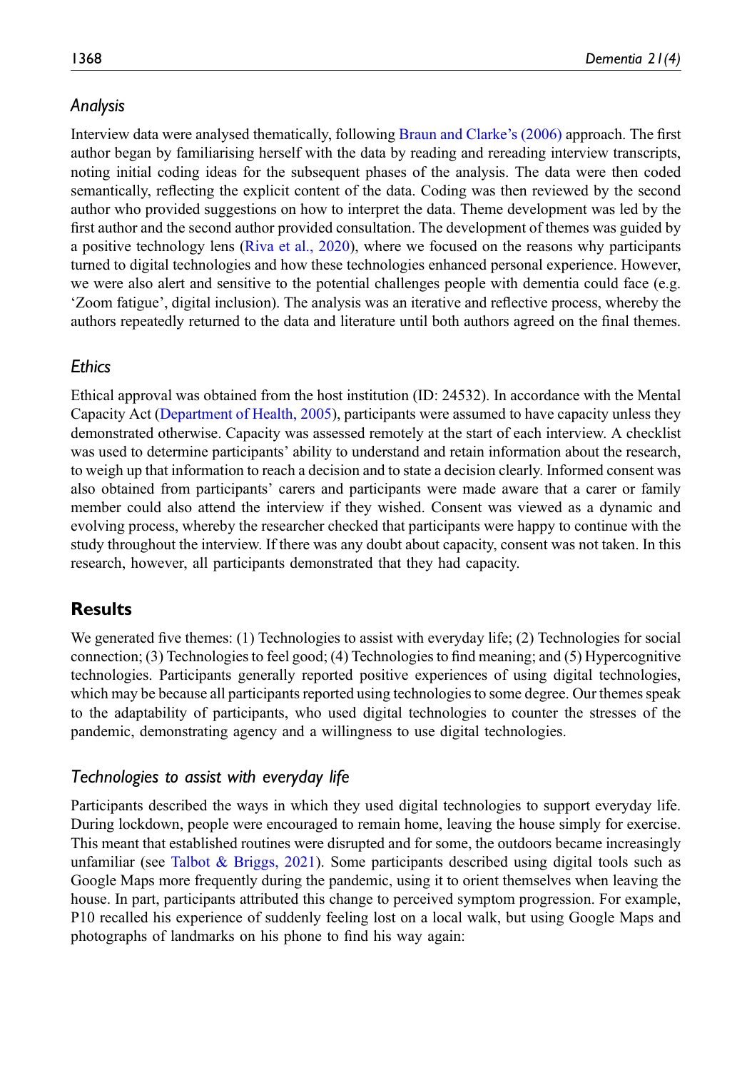### *Analysis*

Interview data were analysed thematically, following Braun and Clarke's (2006) approach. The first author began by familiarising herself with the data by reading and rereading interview transcripts, noting initial coding ideas for the subsequent phases of the analysis. The data were then coded semantically, reflecting the explicit content of the data. Coding was then reviewed by the second author who provided suggestions on how to interpret the data. Theme development was led by the first author and the second author provided consultation. The development of themes was guided by a positive technology lens (Riva et al., 2020), where we focused on the reasons why participants turned to digital technologies and how these technologies enhanced personal experience. However, we were also alert and sensitive to the potential challenges people with dementia could face (e.g. 'Zoom fatigue', digital inclusion). The analysis was an iterative and reflective process, whereby the authors repeatedly returned to the data and literature until both authors agreed on the final themes.

### *Ethics*

Ethical approval was obtained from the host institution (ID: 24532). In accordance with the Mental Capacity Act (Department of Health, 2005), participants were assumed to have capacity unless they demonstrated otherwise. Capacity was assessed remotely at the start of each interview. A checklist was used to determine participants' ability to understand and retain information about the research, to weigh up that information to reach a decision and to state a decision clearly. Informed consent was also obtained from participants' carers and participants were made aware that a carer or family member could also attend the interview if they wished. Consent was viewed as a dynamic and evolving process, whereby the researcher checked that participants were happy to continue with the study throughout the interview. If there was any doubt about capacity, consent was not taken. In this research, however, all participants demonstrated that they had capacity.

## Results

We generated five themes: (1) Technologies to assist with everyday life; (2) Technologies for social connection; (3) Technologies to feel good; (4) Technologies to find meaning; and (5) Hypercognitive technologies. Participants generally reported positive experiences of using digital technologies, which may be because all participants reported using technologies to some degree. Our themes speak to the adaptability of participants, who used digital technologies to counter the stresses of the pandemic, demonstrating agency and a willingness to use digital technologies.

### *Technologies to assist with everyday life*

Participants described the ways in which they used digital technologies to support everyday life. During lockdown, people were encouraged to remain home, leaving the house simply for exercise. This meant that established routines were disrupted and for some, the outdoors became increasingly unfamiliar (see Talbot & Briggs, 2021). Some participants described using digital tools such as Google Maps more frequently during the pandemic, using it to orient themselves when leaving the house. In part, participants attributed this change to perceived symptom progression. For example, P10 recalled his experience of suddenly feeling lost on a local walk, but using Google Maps and photographs of landmarks on his phone to find his way again: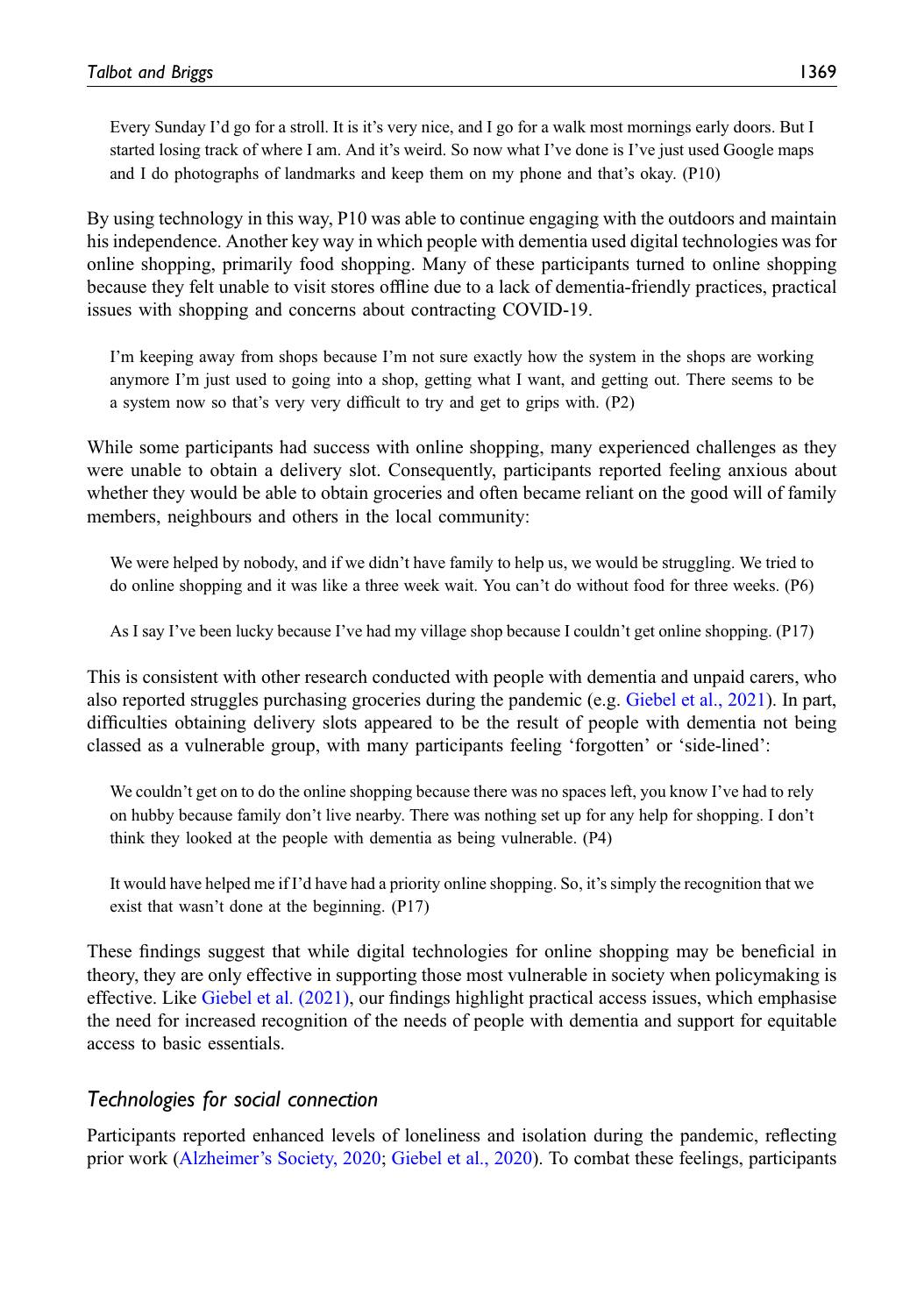> Every Sunday I'd go for a stroll. It is it's very nice, and I go for a walk most mornings early doors. But I started losing track of where I am. And it's weird. So now what I've done is I've just used Google maps and I do photographs of landmarks and keep them on my phone and that's okay. (P10)

By using technology in this way, P10 was able to continue engaging with the outdoors and maintain his independence. Another key way in which people with dementia used digital technologies was for online shopping, primarily food shopping. Many of these participants turned to online shopping because they felt unable to visit stores offline due to a lack of dementia-friendly practices, practical issues with shopping and concerns about contracting COVID-19.

> I'm keeping away from shops because I'm not sure exactly how the system in the shops are working anymore I'm just used to going into a shop, getting what I want, and getting out. There seems to be a system now so that's very very difficult to try and get to grips with. (P2)

While some participants had success with online shopping, many experienced challenges as they were unable to obtain a delivery slot. Consequently, participants reported feeling anxious about whether they would be able to obtain groceries and often became reliant on the good will of family members, neighbours and others in the local community:

> We were helped by nobody, and if we didn't have family to help us, we would be struggling. We tried to do online shopping and it was like a three week wait. You can't do without food for three weeks. (P6)

> As I say I've been lucky because I've had my village shop because I couldn't get online shopping. (P17)

This is consistent with other research conducted with people with dementia and unpaid carers, who also reported struggles purchasing groceries during the pandemic (e.g. Giebel et al., 2021). In part, difficulties obtaining delivery slots appeared to be the result of people with dementia not being classed as a vulnerable group, with many participants feeling 'forgotten' or 'side-lined':

> We couldn't get on to do the online shopping because there was no spaces left, you know I've had to rely on hubby because family don't live nearby. There was nothing set up for any help for shopping. I don't think they looked at the people with dementia as being vulnerable. (P4)

> It would have helped me if I'd have had a priority online shopping. So, it's simply the recognition that we exist that wasn't done at the beginning. (P17)

These findings suggest that while digital technologies for online shopping may be beneficial in theory, they are only effective in supporting those most vulnerable in society when policymaking is effective. Like Giebel et al. (2021), our findings highlight practical access issues, which emphasise the need for increased recognition of the needs of people with dementia and support for equitable access to basic essentials.

### *Technologies for social connection*

Participants reported enhanced levels of loneliness and isolation during the pandemic, reflecting prior work (Alzheimer's Society, 2020; Giebel et al., 2020). To combat these feelings, participants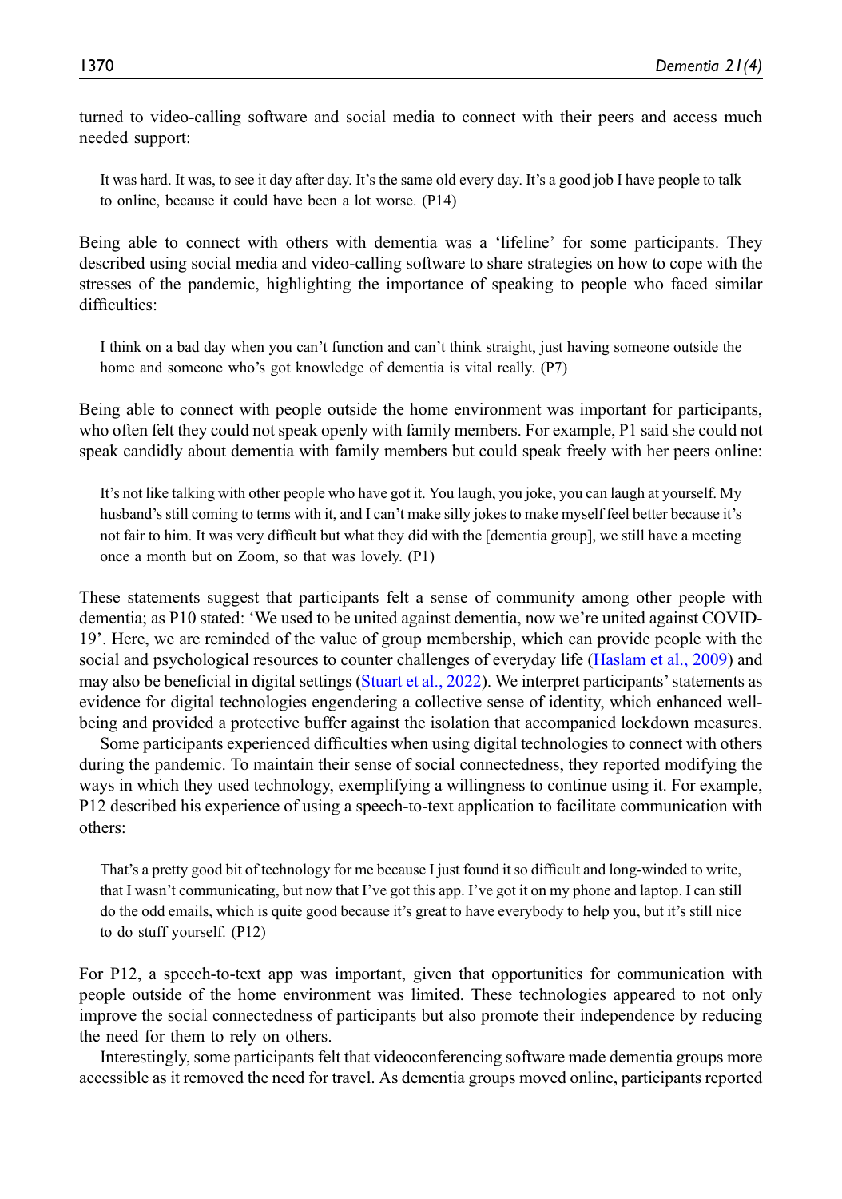turned to video-calling software and social media to connect with their peers and access much needed support:

> It was hard. It was, to see it day after day. It's the same old every day. It's a good job I have people to talk to online, because it could have been a lot worse. (P14)

Being able to connect with others with dementia was a 'lifeline' for some participants. They described using social media and video-calling software to share strategies on how to cope with the stresses of the pandemic, highlighting the importance of speaking to people who faced similar difficulties:

> I think on a bad day when you can't function and can't think straight, just having someone outside the home and someone who's got knowledge of dementia is vital really. (P7)

Being able to connect with people outside the home environment was important for participants, who often felt they could not speak openly with family members. For example, P1 said she could not speak candidly about dementia with family members but could speak freely with her peers online:

> It's not like talking with other people who have got it. You laugh, you joke, you can laugh at yourself. My husband's still coming to terms with it, and I can't make silly jokes to make myself feel better because it's not fair to him. It was very difficult but what they did with the [dementia group], we still have a meeting once a month but on Zoom, so that was lovely. (P1)

These statements suggest that participants felt a sense of community among other people with dementia; as P10 stated: 'We used to be united against dementia, now we're united against COVID-19'. Here, we are reminded of the value of group membership, which can provide people with the social and psychological resources to counter challenges of everyday life (Haslam et al., 2009) and may also be beneficial in digital settings (Stuart et al., 2022). We interpret participants' statements as evidence for digital technologies engendering a collective sense of identity, which enhanced well-being and provided a protective buffer against the isolation that accompanied lockdown measures.

Some participants experienced difficulties when using digital technologies to connect with others during the pandemic. To maintain their sense of social connectedness, they reported modifying the ways in which they used technology, exemplifying a willingness to continue using it. For example, P12 described his experience of using a speech-to-text application to facilitate communication with others:

> That's a pretty good bit of technology for me because I just found it so difficult and long-winded to write, that I wasn't communicating, but now that I've got this app. I've got it on my phone and laptop. I can still do the odd emails, which is quite good because it's great to have everybody to help you, but it's still nice to do stuff yourself. (P12)

For P12, a speech-to-text app was important, given that opportunities for communication with people outside of the home environment was limited. These technologies appeared to not only improve the social connectedness of participants but also promote their independence by reducing the need for them to rely on others.

Interestingly, some participants felt that videoconferencing software made dementia groups more accessible as it removed the need for travel. As dementia groups moved online, participants reported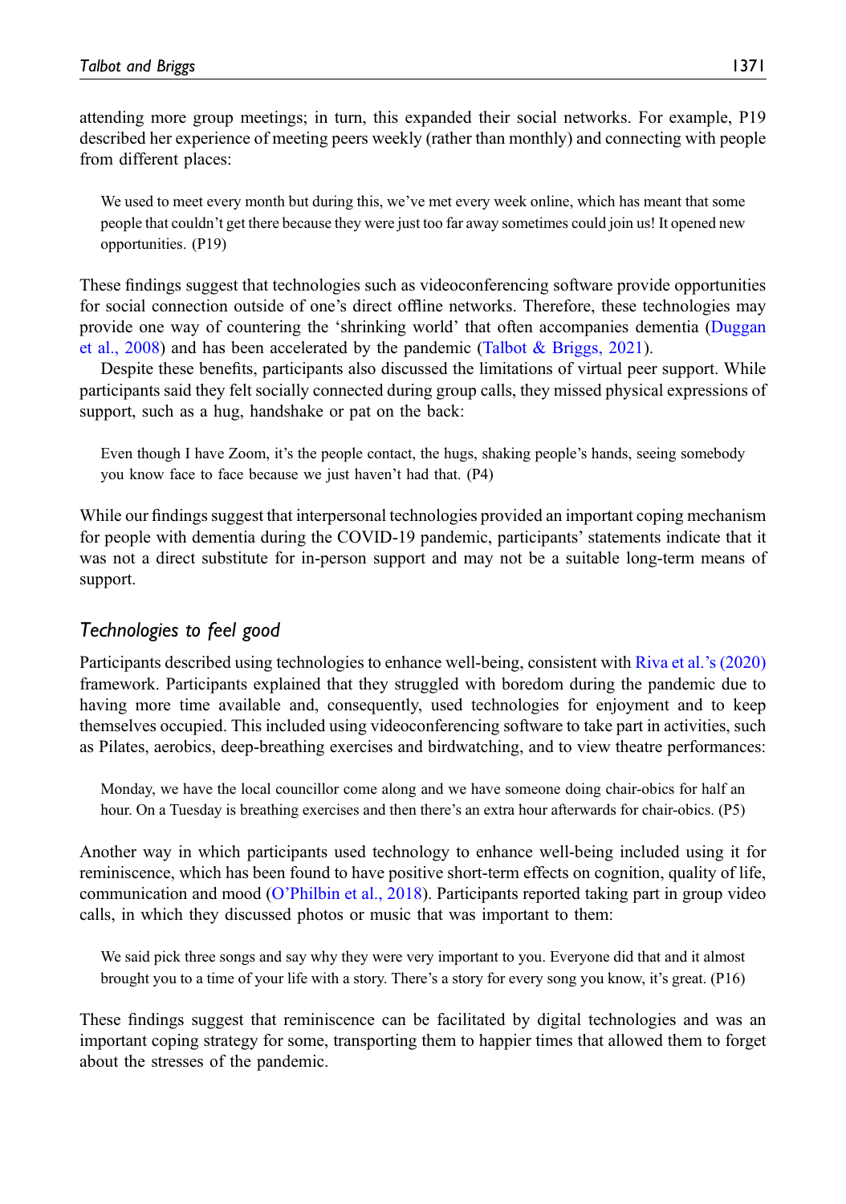attending more group meetings; in turn, this expanded their social networks. For example, P19 described her experience of meeting peers weekly (rather than monthly) and connecting with people from different places:

> We used to meet every month but during this, we've met every week online, which has meant that some people that couldn't get there because they were just too far away sometimes could join us! It opened new opportunities. (P19)

These findings suggest that technologies such as videoconferencing software provide opportunities for social connection outside of one's direct offline networks. Therefore, these technologies may provide one way of countering the 'shrinking world' that often accompanies dementia (Duggan et al., 2008) and has been accelerated by the pandemic (Talbot & Briggs, 2021).

Despite these benefits, participants also discussed the limitations of virtual peer support. While participants said they felt socially connected during group calls, they missed physical expressions of support, such as a hug, handshake or pat on the back:

> Even though I have Zoom, it's the people contact, the hugs, shaking people's hands, seeing somebody you know face to face because we just haven't had that. (P4)

While our findings suggest that interpersonal technologies provided an important coping mechanism for people with dementia during the COVID-19 pandemic, participants' statements indicate that it was not a direct substitute for in-person support and may not be a suitable long-term means of support.

## *Technologies to feel good*

Participants described using technologies to enhance well-being, consistent with Riva et al.'s (2020) framework. Participants explained that they struggled with boredom during the pandemic due to having more time available and, consequently, used technologies for enjoyment and to keep themselves occupied. This included using videoconferencing software to take part in activities, such as Pilates, aerobics, deep-breathing exercises and birdwatching, and to view theatre performances:

> Monday, we have the local councillor come along and we have someone doing chair-obics for half an hour. On a Tuesday is breathing exercises and then there's an extra hour afterwards for chair-obics. (P5)

Another way in which participants used technology to enhance well-being included using it for reminiscence, which has been found to have positive short-term effects on cognition, quality of life, communication and mood (O'Philbin et al., 2018). Participants reported taking part in group video calls, in which they discussed photos or music that was important to them:

> We said pick three songs and say why they were very important to you. Everyone did that and it almost brought you to a time of your life with a story. There's a story for every song you know, it's great. (P16)

These findings suggest that reminiscence can be facilitated by digital technologies and was an important coping strategy for some, transporting them to happier times that allowed them to forget about the stresses of the pandemic.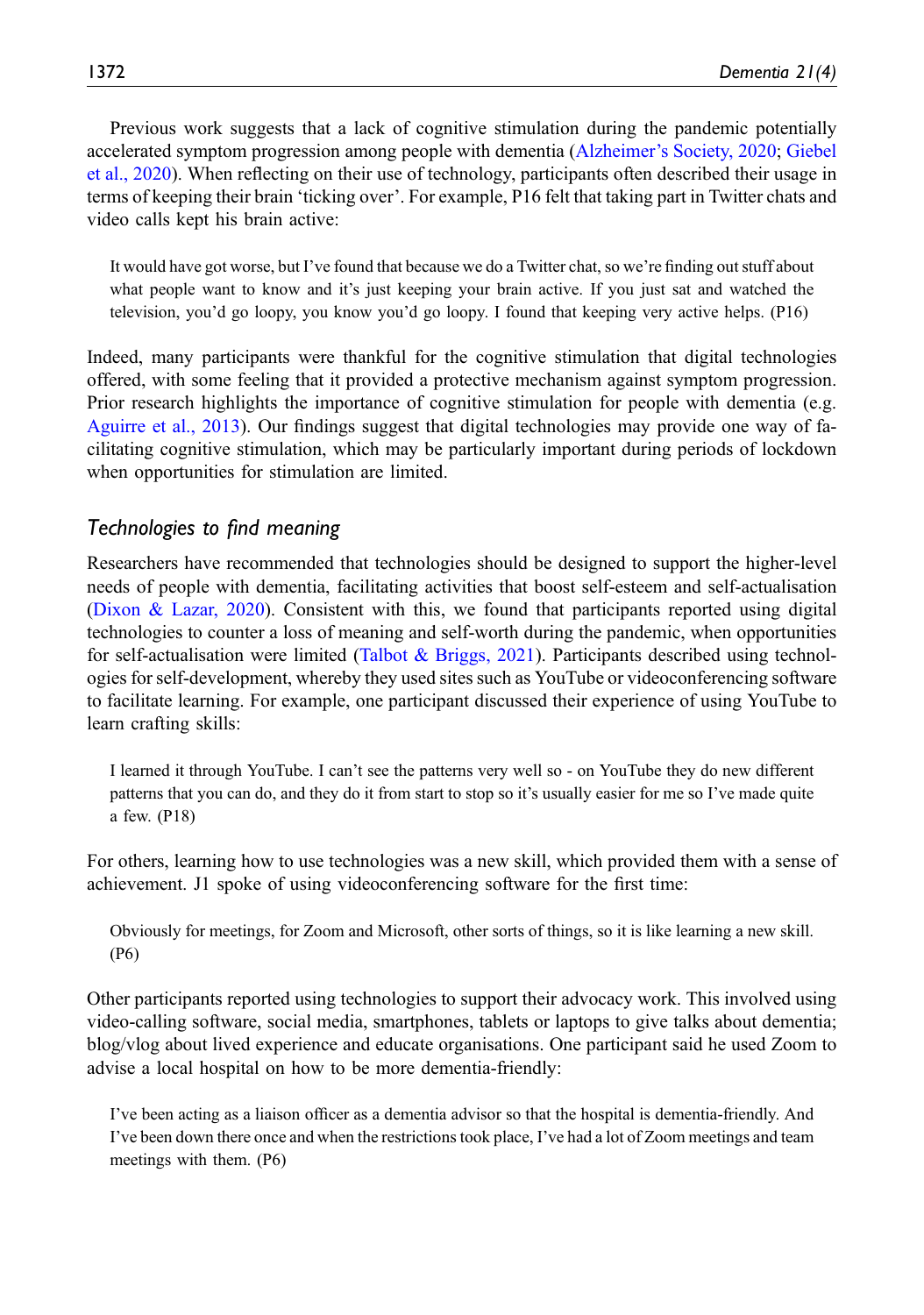Previous work suggests that a lack of cognitive stimulation during the pandemic potentially accelerated symptom progression among people with dementia (Alzheimer's Society, 2020; Giebel et al., 2020). When reflecting on their use of technology, participants often described their usage in terms of keeping their brain 'ticking over'. For example, P16 felt that taking part in Twitter chats and video calls kept his brain active:

> It would have got worse, but I've found that because we do a Twitter chat, so we're finding out stuff about what people want to know and it's just keeping your brain active. If you just sat and watched the television, you'd go loopy, you know you'd go loopy. I found that keeping very active helps. (P16)

Indeed, many participants were thankful for the cognitive stimulation that digital technologies offered, with some feeling that it provided a protective mechanism against symptom progression. Prior research highlights the importance of cognitive stimulation for people with dementia (e.g. Aguirre et al., 2013). Our findings suggest that digital technologies may provide one way of facilitating cognitive stimulation, which may be particularly important during periods of lockdown when opportunities for stimulation are limited.

### *Technologies to find meaning*

Researchers have recommended that technologies should be designed to support the higher-level needs of people with dementia, facilitating activities that boost self-esteem and self-actualisation (Dixon & Lazar, 2020). Consistent with this, we found that participants reported using digital technologies to counter a loss of meaning and self-worth during the pandemic, when opportunities for self-actualisation were limited (Talbot & Briggs, 2021). Participants described using technologies for self-development, whereby they used sites such as YouTube or videoconferencing software to facilitate learning. For example, one participant discussed their experience of using YouTube to learn crafting skills:

> I learned it through YouTube. I can't see the patterns very well so - on YouTube they do new different patterns that you can do, and they do it from start to stop so it's usually easier for me so I've made quite a few. (P18)

For others, learning how to use technologies was a new skill, which provided them with a sense of achievement. J1 spoke of using videoconferencing software for the first time:

> Obviously for meetings, for Zoom and Microsoft, other sorts of things, so it is like learning a new skill. (P6)

Other participants reported using technologies to support their advocacy work. This involved using video-calling software, social media, smartphones, tablets or laptops to give talks about dementia; blog/vlog about lived experience and educate organisations. One participant said he used Zoom to advise a local hospital on how to be more dementia-friendly:

> I've been acting as a liaison officer as a dementia advisor so that the hospital is dementia-friendly. And I've been down there once and when the restrictions took place, I've had a lot of Zoom meetings and team meetings with them. (P6)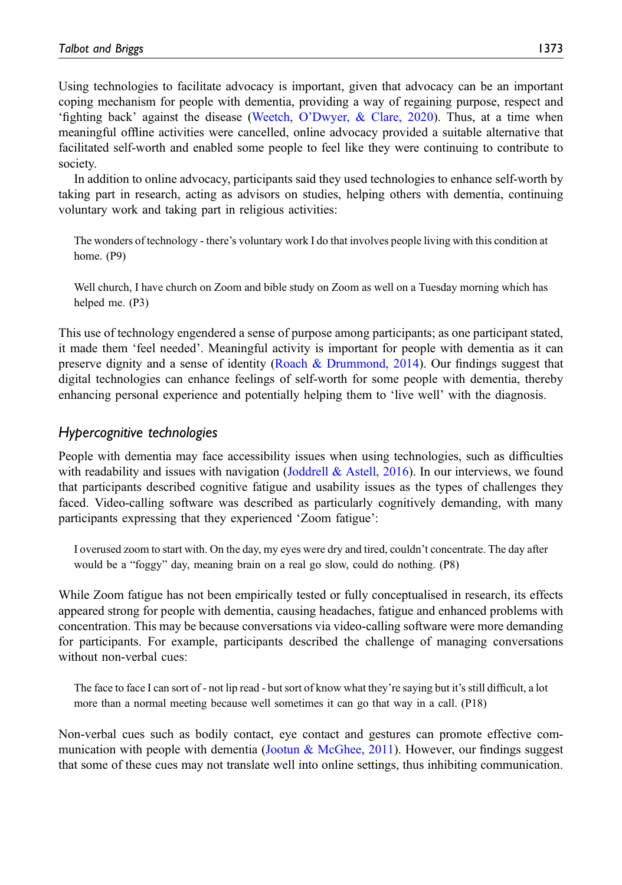Using technologies to facilitate advocacy is important, given that advocacy can be an important coping mechanism for people with dementia, providing a way of regaining purpose, respect and 'fighting back' against the disease (Weetch, O'Dwyer, & Clare, 2020). Thus, at a time when meaningful offline activities were cancelled, online advocacy provided a suitable alternative that facilitated self-worth and enabled some people to feel like they were continuing to contribute to society.

In addition to online advocacy, participants said they used technologies to enhance self-worth by taking part in research, acting as advisors on studies, helping others with dementia, continuing voluntary work and taking part in religious activities:

> The wonders of technology - there's voluntary work I do that involves people living with this condition at home. (P9)

> Well church, I have church on Zoom and bible study on Zoom as well on a Tuesday morning which has helped me. (P3)

This use of technology engendered a sense of purpose among participants; as one participant stated, it made them 'feel needed'. Meaningful activity is important for people with dementia as it can preserve dignity and a sense of identity (Roach & Drummond, 2014). Our findings suggest that digital technologies can enhance feelings of self-worth for some people with dementia, thereby enhancing personal experience and potentially helping them to 'live well' with the diagnosis.

### *Hypercognitive technologies*

People with dementia may face accessibility issues when using technologies, such as difficulties with readability and issues with navigation (Joddrell & Astell, 2016). In our interviews, we found that participants described cognitive fatigue and usability issues as the types of challenges they faced. Video-calling software was described as particularly cognitively demanding, with many participants expressing that they experienced 'Zoom fatigue':

> I overused zoom to start with. On the day, my eyes were dry and tired, couldn't concentrate. The day after would be a "foggy" day, meaning brain on a real go slow, could do nothing. (P8)

While Zoom fatigue has not been empirically tested or fully conceptualised in research, its effects appeared strong for people with dementia, causing headaches, fatigue and enhanced problems with concentration. This may be because conversations via video-calling software were more demanding for participants. For example, participants described the challenge of managing conversations without non-verbal cues:

> The face to face I can sort of - not lip read - but sort of know what they're saying but it's still difficult, a lot more than a normal meeting because well sometimes it can go that way in a call. (P18)

Non-verbal cues such as bodily contact, eye contact and gestures can promote effective communication with people with dementia (Jootun & McGhee, 2011). However, our findings suggest that some of these cues may not translate well into online settings, thus inhibiting communication.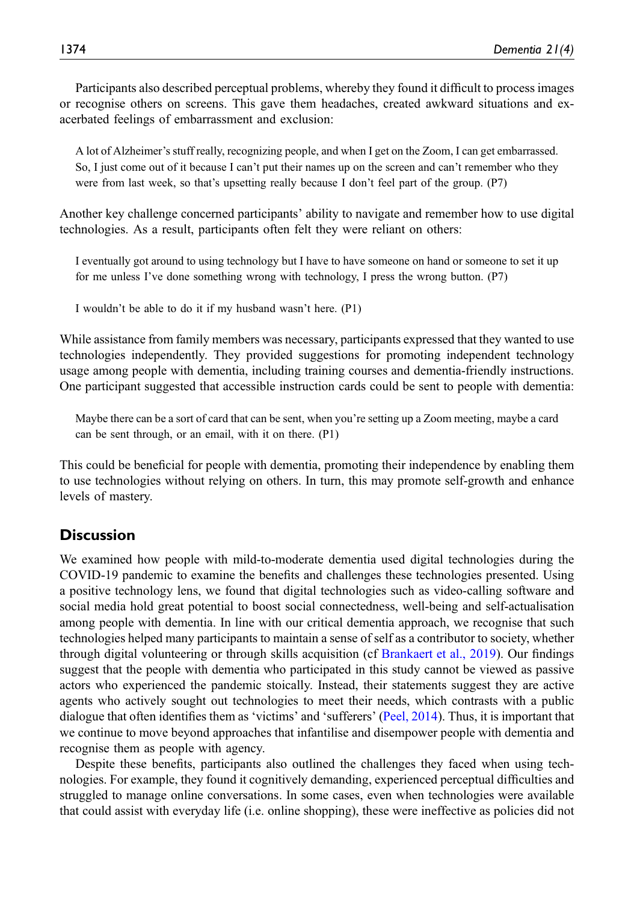Participants also described perceptual problems, whereby they found it difficult to process images or recognise others on screens. This gave them headaches, created awkward situations and exacerbated feelings of embarrassment and exclusion:

> A lot of Alzheimer's stuff really, recognizing people, and when I get on the Zoom, I can get embarrassed. So, I just come out of it because I can't put their names up on the screen and can't remember who they were from last week, so that's upsetting really because I don't feel part of the group. (P7)

Another key challenge concerned participants' ability to navigate and remember how to use digital technologies. As a result, participants often felt they were reliant on others:

> I eventually got around to using technology but I have to have someone on hand or someone to set it up for me unless I've done something wrong with technology, I press the wrong button. (P7)

> I wouldn't be able to do it if my husband wasn't here. (P1)

While assistance from family members was necessary, participants expressed that they wanted to use technologies independently. They provided suggestions for promoting independent technology usage among people with dementia, including training courses and dementia-friendly instructions. One participant suggested that accessible instruction cards could be sent to people with dementia:

> Maybe there can be a sort of card that can be sent, when you're setting up a Zoom meeting, maybe a card can be sent through, or an email, with it on there. (P1)

This could be beneficial for people with dementia, promoting their independence by enabling them to use technologies without relying on others. In turn, this may promote self-growth and enhance levels of mastery.

## Discussion

We examined how people with mild-to-moderate dementia used digital technologies during the COVID-19 pandemic to examine the benefits and challenges these technologies presented. Using a positive technology lens, we found that digital technologies such as video-calling software and social media hold great potential to boost social connectedness, well-being and self-actualisation among people with dementia. In line with our critical dementia approach, we recognise that such technologies helped many participants to maintain a sense of self as a contributor to society, whether through digital volunteering or through skills acquisition (cf Brankaert et al., 2019). Our findings suggest that the people with dementia who participated in this study cannot be viewed as passive actors who experienced the pandemic stoically. Instead, their statements suggest they are active agents who actively sought out technologies to meet their needs, which contrasts with a public dialogue that often identifies them as 'victims' and 'sufferers' (Peel, 2014). Thus, it is important that we continue to move beyond approaches that infantilise and disempower people with dementia and recognise them as people with agency.

Despite these benefits, participants also outlined the challenges they faced when using technologies. For example, they found it cognitively demanding, experienced perceptual difficulties and struggled to manage online conversations. In some cases, even when technologies were available that could assist with everyday life (i.e. online shopping), these were ineffective as policies did not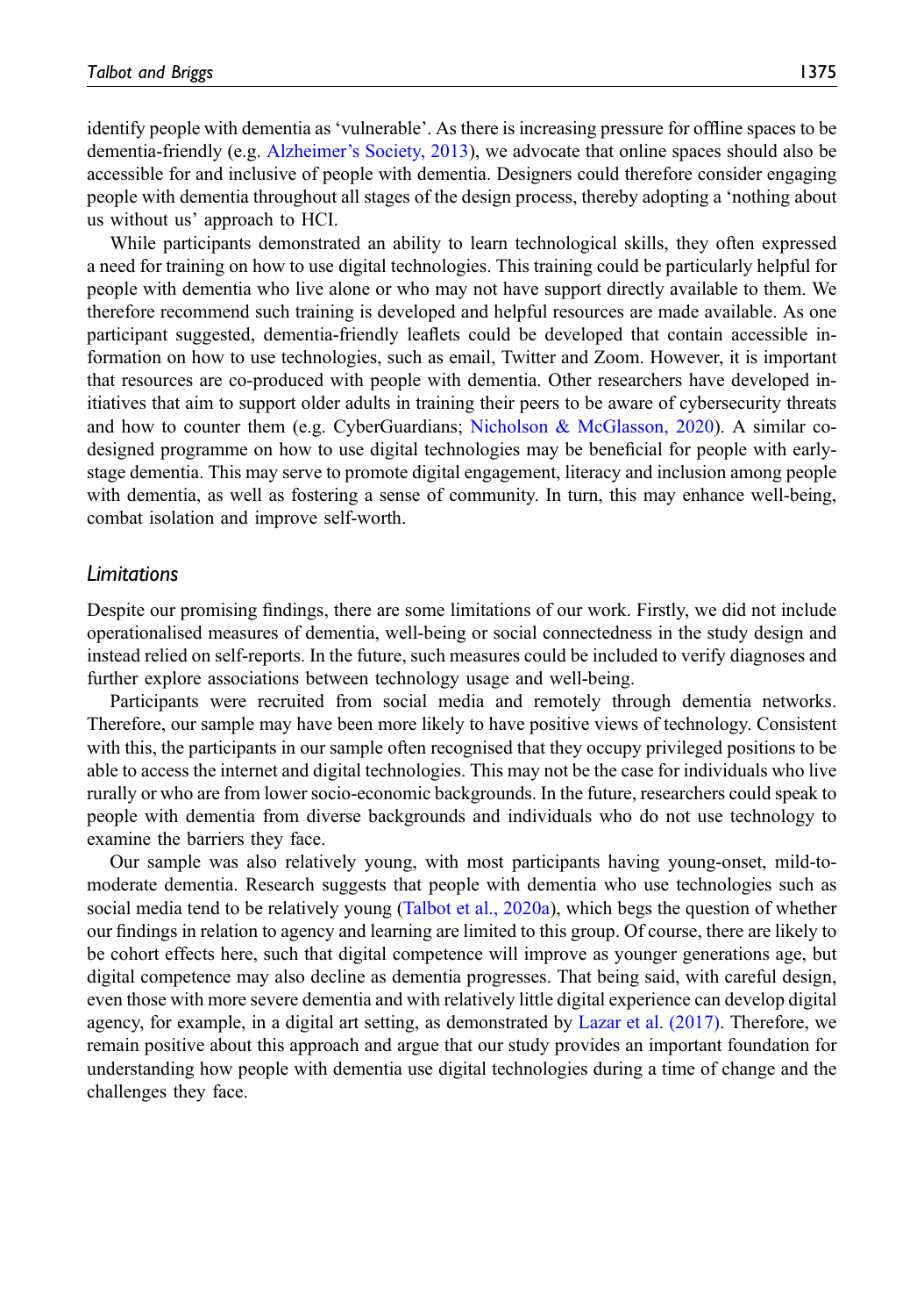identify people with dementia as 'vulnerable'. As there is increasing pressure for offline spaces to be dementia-friendly (e.g. Alzheimer's Society, 2013), we advocate that online spaces should also be accessible for and inclusive of people with dementia. Designers could therefore consider engaging people with dementia throughout all stages of the design process, thereby adopting a 'nothing about us without us' approach to HCI.

While participants demonstrated an ability to learn technological skills, they often expressed a need for training on how to use digital technologies. This training could be particularly helpful for people with dementia who live alone or who may not have support directly available to them. We therefore recommend such training is developed and helpful resources are made available. As one participant suggested, dementia-friendly leaflets could be developed that contain accessible information on how to use technologies, such as email, Twitter and Zoom. However, it is important that resources are co-produced with people with dementia. Other researchers have developed initiatives that aim to support older adults in training their peers to be aware of cybersecurity threats and how to counter them (e.g. CyberGuardians; Nicholson & McGlasson, 2020). A similar co-designed programme on how to use digital technologies may be beneficial for people with early-stage dementia. This may serve to promote digital engagement, literacy and inclusion among people with dementia, as well as fostering a sense of community. In turn, this may enhance well-being, combat isolation and improve self-worth.

### *Limitations*

Despite our promising findings, there are some limitations of our work. Firstly, we did not include operationalised measures of dementia, well-being or social connectedness in the study design and instead relied on self-reports. In the future, such measures could be included to verify diagnoses and further explore associations between technology usage and well-being.

Participants were recruited from social media and remotely through dementia networks. Therefore, our sample may have been more likely to have positive views of technology. Consistent with this, the participants in our sample often recognised that they occupy privileged positions to be able to access the internet and digital technologies. This may not be the case for individuals who live rurally or who are from lower socio-economic backgrounds. In the future, researchers could speak to people with dementia from diverse backgrounds and individuals who do not use technology to examine the barriers they face.

Our sample was also relatively young, with most participants having young-onset, mild-to-moderate dementia. Research suggests that people with dementia who use technologies such as social media tend to be relatively young (Talbot et al., 2020a), which begs the question of whether our findings in relation to agency and learning are limited to this group. Of course, there are likely to be cohort effects here, such that digital competence will improve as younger generations age, but digital competence may also decline as dementia progresses. That being said, with careful design, even those with more severe dementia and with relatively little digital experience can develop digital agency, for example, in a digital art setting, as demonstrated by Lazar et al. (2017). Therefore, we remain positive about this approach and argue that our study provides an important foundation for understanding how people with dementia use digital technologies during a time of change and the challenges they face.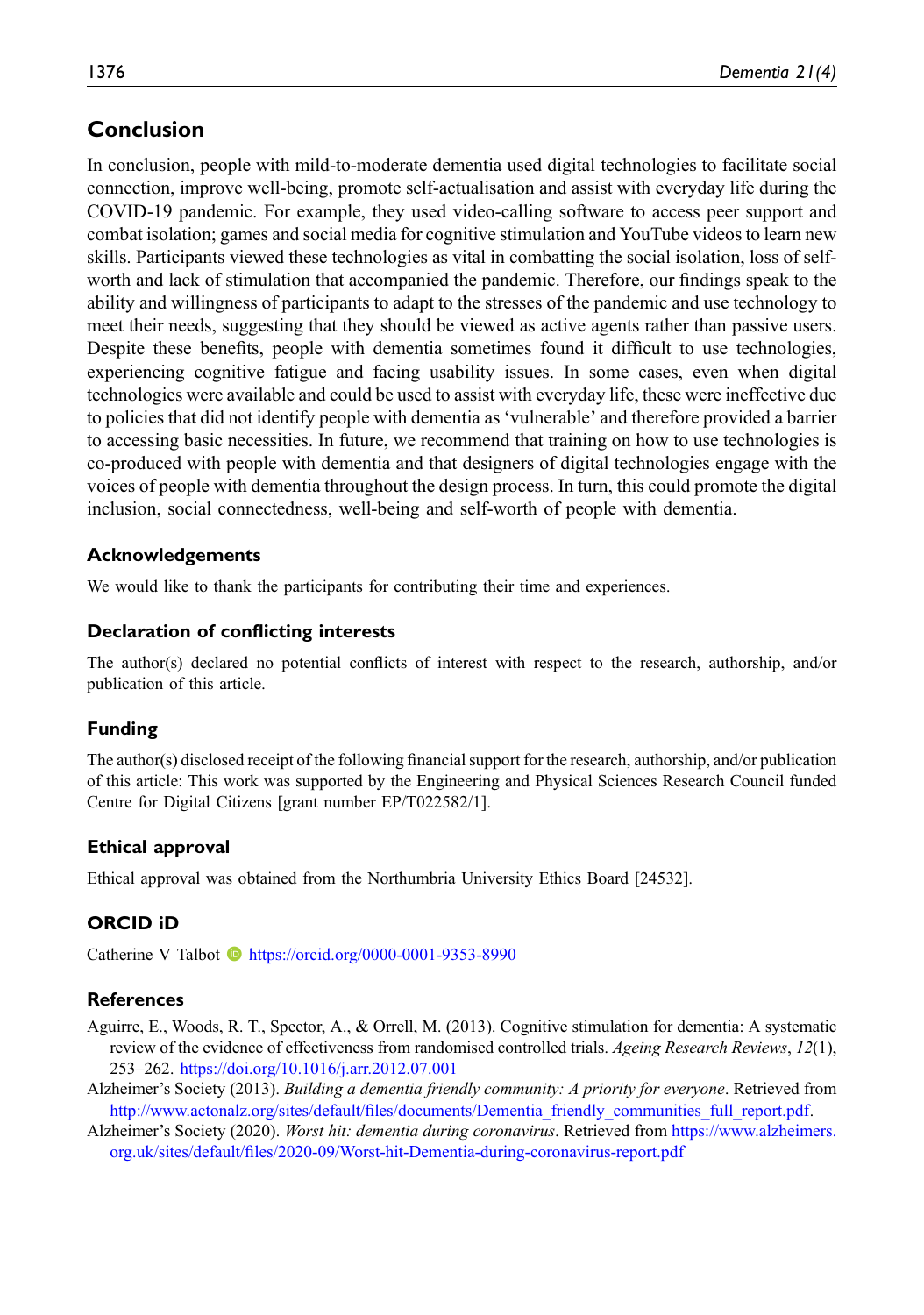## Conclusion

In conclusion, people with mild-to-moderate dementia used digital technologies to facilitate social connection, improve well-being, promote self-actualisation and assist with everyday life during the COVID-19 pandemic. For example, they used video-calling software to access peer support and combat isolation; games and social media for cognitive stimulation and YouTube videos to learn new skills. Participants viewed these technologies as vital in combatting the social isolation, loss of self-worth and lack of stimulation that accompanied the pandemic. Therefore, our findings speak to the ability and willingness of participants to adapt to the stresses of the pandemic and use technology to meet their needs, suggesting that they should be viewed as active agents rather than passive users. Despite these benefits, people with dementia sometimes found it difficult to use technologies, experiencing cognitive fatigue and facing usability issues. In some cases, even when digital technologies were available and could be used to assist with everyday life, these were ineffective due to policies that did not identify people with dementia as 'vulnerable' and therefore provided a barrier to accessing basic necessities. In future, we recommend that training on how to use technologies is co-produced with people with dementia and that designers of digital technologies engage with the voices of people with dementia throughout the design process. In turn, this could promote the digital inclusion, social connectedness, well-being and self-worth of people with dementia.

### Acknowledgements

We would like to thank the participants for contributing their time and experiences.

### Declaration of conflicting interests

The author(s) declared no potential conflicts of interest with respect to the research, authorship, and/or publication of this article.

### Funding

The author(s) disclosed receipt of the following financial support for the research, authorship, and/or publication of this article: This work was supported by the Engineering and Physical Sciences Research Council funded Centre for Digital Citizens [grant number EP/T022582/1].

### Ethical approval

Ethical approval was obtained from the Northumbria University Ethics Board [24532].

### ORCID iD

Catherine V Talbot https://orcid.org/0000-0001-9353-8990

### References

Aguirre, E., Woods, R. T., Spector, A., & Orrell, M. (2013). Cognitive stimulation for dementia: A systematic review of the evidence of effectiveness from randomised controlled trials. *Ageing Research Reviews*, *12*(1), 253–262. https://doi.org/10.1016/j.arr.2012.07.001

Alzheimer's Society (2013). *Building a dementia friendly community: A priority for everyone*. Retrieved from http://www.actonalz.org/sites/default/files/documents/Dementia_friendly_communities_full_report.pdf.

Alzheimer's Society (2020). *Worst hit: dementia during coronavirus*. Retrieved from https://www.alzheimers.org.uk/sites/default/files/2020-09/Worst-hit-Dementia-during-coronavirus-report.pdf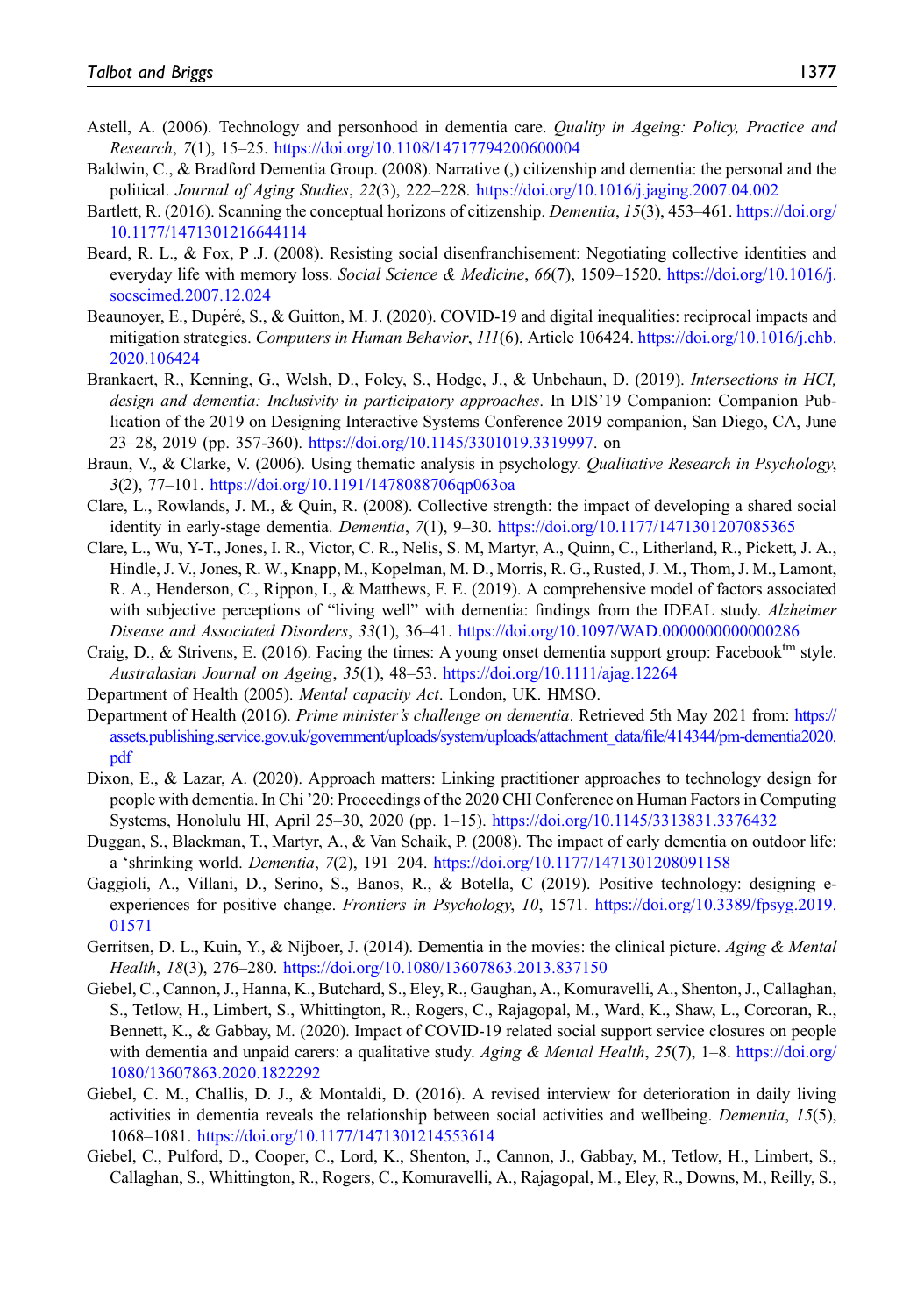Astell, A. (2006). Technology and personhood in dementia care. *Quality in Ageing: Policy, Practice and Research*, *7*(1), 15–25. https://doi.org/10.1108/14717794200600004

Baldwin, C., & Bradford Dementia Group. (2008). Narrative (,) citizenship and dementia: the personal and the political. *Journal of Aging Studies*, *22*(3), 222–228. https://doi.org/10.1016/j.jaging.2007.04.002

Bartlett, R. (2016). Scanning the conceptual horizons of citizenship. *Dementia*, *15*(3), 453–461. https://doi.org/10.1177/1471301216644114

Beard, R. L., & Fox, P .J. (2008). Resisting social disenfranchisement: Negotiating collective identities and everyday life with memory loss. *Social Science & Medicine*, *66*(7), 1509–1520. https://doi.org/10.1016/j.socscimed.2007.12.024

Beaunoyer, E., Dupéré, S., & Guitton, M. J. (2020). COVID-19 and digital inequalities: reciprocal impacts and mitigation strategies. *Computers in Human Behavior*, *111*(6), Article 106424. https://doi.org/10.1016/j.chb.2020.106424

Brankaert, R., Kenning, G., Welsh, D., Foley, S., Hodge, J., & Unbehaun, D. (2019). *Intersections in HCI, design and dementia: Inclusivity in participatory approaches*. In DIS'19 Companion: Companion Publication of the 2019 on Designing Interactive Systems Conference 2019 companion, San Diego, CA, June 23–28, 2019 (pp. 357-360). https://doi.org/10.1145/3301019.3319997. on

Braun, V., & Clarke, V. (2006). Using thematic analysis in psychology. *Qualitative Research in Psychology*, *3*(2), 77–101. https://doi.org/10.1191/1478088706qp063oa

Clare, L., Rowlands, J. M., & Quin, R. (2008). Collective strength: the impact of developing a shared social identity in early-stage dementia. *Dementia*, *7*(1), 9–30. https://doi.org/10.1177/1471301207085365

Clare, L., Wu, Y-T., Jones, I. R., Victor, C. R., Nelis, S. M, Martyr, A., Quinn, C., Litherland, R., Pickett, J. A., Hindle, J. V., Jones, R. W., Knapp, M., Kopelman, M. D., Morris, R. G., Rusted, J. M., Thom, J. M., Lamont, R. A., Henderson, C., Rippon, I., & Matthews, F. E. (2019). A comprehensive model of factors associated with subjective perceptions of "living well" with dementia: findings from the IDEAL study. *Alzheimer Disease and Associated Disorders*, *33*(1), 36–41. https://doi.org/10.1097/WAD.0000000000000286

Craig, D., & Strivens, E. (2016). Facing the times: A young onset dementia support group: Facebook™ style. *Australasian Journal on Ageing*, *35*(1), 48–53. https://doi.org/10.1111/ajag.12264

Department of Health (2005). *Mental capacity Act*. London, UK. HMSO.

Department of Health (2016). *Prime minister's challenge on dementia*. Retrieved 5th May 2021 from: https://assets.publishing.service.gov.uk/government/uploads/system/uploads/attachment_data/file/414344/pm-dementia2020.pdf

Dixon, E., & Lazar, A. (2020). Approach matters: Linking practitioner approaches to technology design for people with dementia. In Chi '20: Proceedings of the 2020 CHI Conference on Human Factors in Computing Systems, Honolulu HI, April 25–30, 2020 (pp. 1–15). https://doi.org/10.1145/3313831.3376432

Duggan, S., Blackman, T., Martyr, A., & Van Schaik, P. (2008). The impact of early dementia on outdoor life: a 'shrinking world. *Dementia*, *7*(2), 191–204. https://doi.org/10.1177/1471301208091158

Gaggioli, A., Villani, D., Serino, S., Banos, R., & Botella, C (2019). Positive technology: designing e-experiences for positive change. *Frontiers in Psychology*, *10*, 1571. https://doi.org/10.3389/fpsyg.2019.01571

Gerritsen, D. L., Kuin, Y., & Nijboer, J. (2014). Dementia in the movies: the clinical picture. *Aging & Mental Health*, *18*(3), 276–280. https://doi.org/10.1080/13607863.2013.837150

Giebel, C., Cannon, J., Hanna, K., Butchard, S., Eley, R., Gaughan, A., Komuravelli, A., Shenton, J., Callaghan, S., Tetlow, H., Limbert, S., Whittington, R., Rogers, C., Rajagopal, M., Ward, K., Shaw, L., Corcoran, R., Bennett, K., & Gabbay, M. (2020). Impact of COVID-19 related social support service closures on people with dementia and unpaid carers: a qualitative study. *Aging & Mental Health*, *25*(7), 1–8. https://doi.org/1080/13607863.2020.1822292

Giebel, C. M., Challis, D. J., & Montaldi, D. (2016). A revised interview for deterioration in daily living activities in dementia reveals the relationship between social activities and wellbeing. *Dementia*, *15*(5), 1068–1081. https://doi.org/10.1177/1471301214553614

Giebel, C., Pulford, D., Cooper, C., Lord, K., Shenton, J., Cannon, J., Gabbay, M., Tetlow, H., Limbert, S., Callaghan, S., Whittington, R., Rogers, C., Komuravelli, A., Rajagopal, M., Eley, R., Downs, M., Reilly, S.,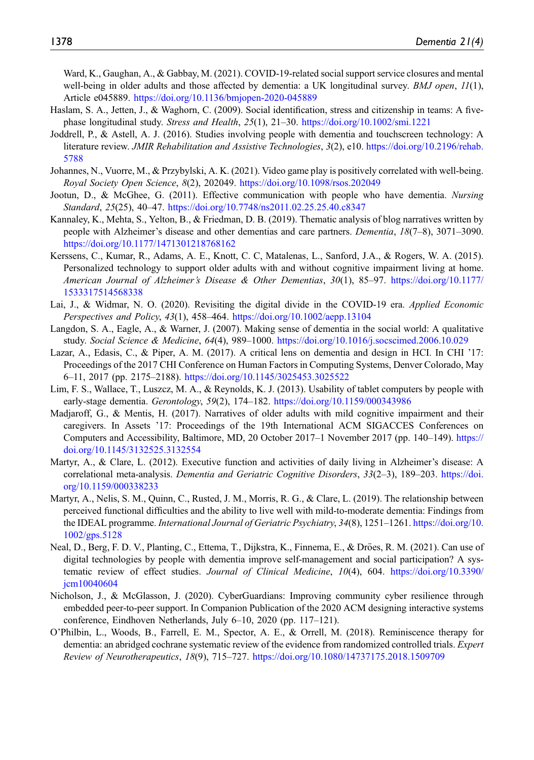Ward, K., Gaughan, A., & Gabbay, M. (2021). COVID-19-related social support service closures and mental well-being in older adults and those affected by dementia: a UK longitudinal survey. *BMJ open*, *11*(1), Article e045889. https://doi.org/10.1136/bmjopen-2020-045889

Haslam, S. A., Jetten, J., & Waghorn, C. (2009). Social identification, stress and citizenship in teams: A five-phase longitudinal study. *Stress and Health*, *25*(1), 21–30. https://doi.org/10.1002/smi.1221

Joddrell, P., & Astell, A. J. (2016). Studies involving people with dementia and touchscreen technology: A literature review. *JMIR Rehabilitation and Assistive Technologies*, *3*(2), e10. https://doi.org/10.2196/rehab.5788

Johannes, N., Vuorre, M., & Przybylski, A. K. (2021). Video game play is positively correlated with well-being. *Royal Society Open Science*, *8*(2), 202049. https://doi.org/10.1098/rsos.202049

Jootun, D., & McGhee, G. (2011). Effective communication with people who have dementia. *Nursing Standard*, *25*(25), 40–47. https://doi.org/10.7748/ns2011.02.25.25.40.c8347

Kannaley, K., Mehta, S., Yelton, B., & Friedman, D. B. (2019). Thematic analysis of blog narratives written by people with Alzheimer's disease and other dementias and care partners. *Dementia*, *18*(7–8), 3071–3090. https://doi.org/10.1177/1471301218768162

Kerssens, C., Kumar, R., Adams, A. E., Knott, C. C, Matalenas, L., Sanford, J.A., & Rogers, W. A. (2015). Personalized technology to support older adults with and without cognitive impairment living at home. *American Journal of Alzheimer's Disease & Other Dementias*, *30*(1), 85–97. https://doi.org/10.1177/1533317514568338

Lai, J., & Widmar, N. O. (2020). Revisiting the digital divide in the COVID-19 era. *Applied Economic Perspectives and Policy*, *43*(1), 458–464. https://doi.org/10.1002/aepp.13104

Langdon, S. A., Eagle, A., & Warner, J. (2007). Making sense of dementia in the social world: A qualitative study. *Social Science & Medicine*, *64*(4), 989–1000. https://doi.org/10.1016/j.socscimed.2006.10.029

Lazar, A., Edasis, C., & Piper, A. M. (2017). A critical lens on dementia and design in HCI. In CHI '17: Proceedings of the 2017 CHI Conference on Human Factors in Computing Systems, Denver Colorado, May 6–11, 2017 (pp. 2175–2188). https://doi.org/10.1145/3025453.3025522

Lim, F. S., Wallace, T., Luszcz, M. A., & Reynolds, K. J. (2013). Usability of tablet computers by people with early-stage dementia. *Gerontology*, *59*(2), 174–182. https://doi.org/10.1159/000343986

Madjaroff, G., & Mentis, H. (2017). Narratives of older adults with mild cognitive impairment and their caregivers. In Assets '17: Proceedings of the 19th International ACM SIGACCES Conferences on Computers and Accessibility, Baltimore, MD, 20 October 2017–1 November 2017 (pp. 140–149). https://doi.org/10.1145/3132525.3132554

Martyr, A., & Clare, L. (2012). Executive function and activities of daily living in Alzheimer's disease: A correlational meta-analysis. *Dementia and Geriatric Cognitive Disorders*, *33*(2–3), 189–203. https://doi.org/10.1159/000338233

Martyr, A., Nelis, S. M., Quinn, C., Rusted, J. M., Morris, R. G., & Clare, L. (2019). The relationship between perceived functional difficulties and the ability to live well with mild-to-moderate dementia: Findings from the IDEAL programme. *International Journal of Geriatric Psychiatry*, *34*(8), 1251–1261. https://doi.org/10.1002/gps.5128

Neal, D., Berg, F. D. V., Planting, C., Ettema, T., Dijkstra, K., Finnema, E., & Dröes, R. M. (2021). Can use of digital technologies by people with dementia improve self-management and social participation? A systematic review of effect studies. *Journal of Clinical Medicine*, *10*(4), 604. https://doi.org/10.3390/jcm10040604

Nicholson, J., & McGlasson, J. (2020). CyberGuardians: Improving community cyber resilience through embedded peer-to-peer support. In Companion Publication of the 2020 ACM designing interactive systems conference, Eindhoven Netherlands, July 6–10, 2020 (pp. 117–121).

O'Philbin, L., Woods, B., Farrell, E. M., Spector, A. E., & Orrell, M. (2018). Reminiscence therapy for dementia: an abridged cochrane systematic review of the evidence from randomized controlled trials. *Expert Review of Neurotherapeutics*, *18*(9), 715–727. https://doi.org/10.1080/14737175.2018.1509709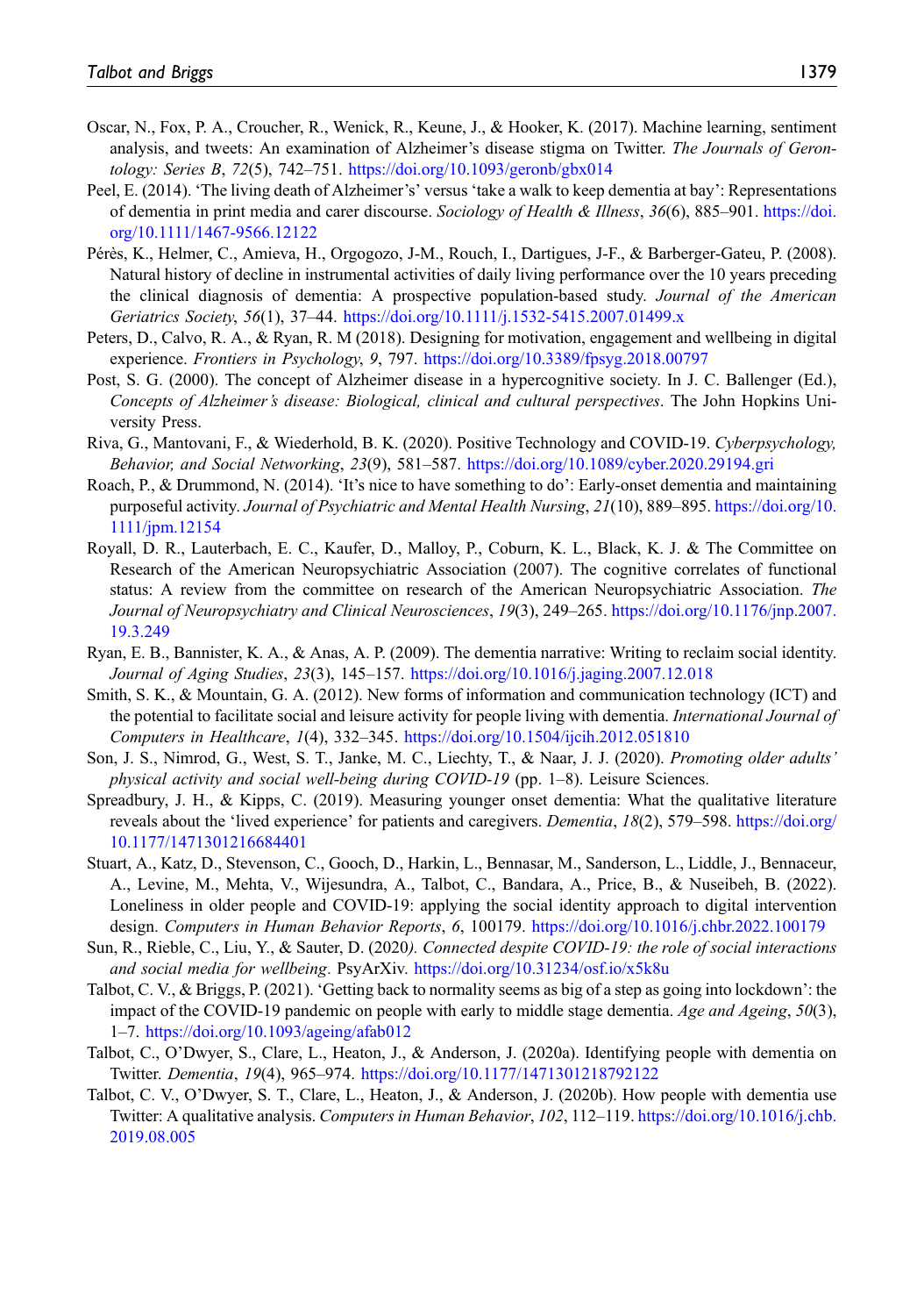Oscar, N., Fox, P. A., Croucher, R., Wenick, R., Keune, J., & Hooker, K. (2017). Machine learning, sentiment analysis, and tweets: An examination of Alzheimer's disease stigma on Twitter. *The Journals of Gerontology: Series B*, *72*(5), 742–751. https://doi.org/10.1093/geronb/gbx014

Peel, E. (2014). 'The living death of Alzheimer's' versus 'take a walk to keep dementia at bay': Representations of dementia in print media and carer discourse. *Sociology of Health & Illness*, *36*(6), 885–901. https://doi.org/10.1111/1467-9566.12122

Pérès, K., Helmer, C., Amieva, H., Orgogozo, J-M., Rouch, I., Dartigues, J-F., & Barberger-Gateu, P. (2008). Natural history of decline in instrumental activities of daily living performance over the 10 years preceding the clinical diagnosis of dementia: A prospective population-based study. *Journal of the American Geriatrics Society*, *56*(1), 37–44. https://doi.org/10.1111/j.1532-5415.2007.01499.x

Peters, D., Calvo, R. A., & Ryan, R. M (2018). Designing for motivation, engagement and wellbeing in digital experience. *Frontiers in Psychology*, *9*, 797. https://doi.org/10.3389/fpsyg.2018.00797

Post, S. G. (2000). The concept of Alzheimer disease in a hypercognitive society. In J. C. Ballenger (Ed.), *Concepts of Alzheimer's disease: Biological, clinical and cultural perspectives*. The John Hopkins University Press.

Riva, G., Mantovani, F., & Wiederhold, B. K. (2020). Positive Technology and COVID-19. *Cyberpsychology, Behavior, and Social Networking*, *23*(9), 581–587. https://doi.org/10.1089/cyber.2020.29194.gri

Roach, P., & Drummond, N. (2014). 'It's nice to have something to do': Early-onset dementia and maintaining purposeful activity. *Journal of Psychiatric and Mental Health Nursing*, *21*(10), 889–895. https://doi.org/10.1111/jpm.12154

Royall, D. R., Lauterbach, E. C., Kaufer, D., Malloy, P., Coburn, K. L., Black, K. J. & The Committee on Research of the American Neuropsychiatric Association (2007). The cognitive correlates of functional status: A review from the committee on research of the American Neuropsychiatric Association. *The Journal of Neuropsychiatry and Clinical Neurosciences*, *19*(3), 249–265. https://doi.org/10.1176/jnp.2007.19.3.249

Ryan, E. B., Bannister, K. A., & Anas, A. P. (2009). The dementia narrative: Writing to reclaim social identity. *Journal of Aging Studies*, *23*(3), 145–157. https://doi.org/10.1016/j.jaging.2007.12.018

Smith, S. K., & Mountain, G. A. (2012). New forms of information and communication technology (ICT) and the potential to facilitate social and leisure activity for people living with dementia. *International Journal of Computers in Healthcare*, *1*(4), 332–345. https://doi.org/10.1504/ijcih.2012.051810

Son, J. S., Nimrod, G., West, S. T., Janke, M. C., Liechty, T., & Naar, J. J. (2020). *Promoting older adults' physical activity and social well-being during COVID-19* (pp. 1–8). Leisure Sciences.

Spreadbury, J. H., & Kipps, C. (2019). Measuring younger onset dementia: What the qualitative literature reveals about the 'lived experience' for patients and caregivers. *Dementia*, *18*(2), 579–598. https://doi.org/10.1177/1471301216684401

Stuart, A., Katz, D., Stevenson, C., Gooch, D., Harkin, L., Bennasar, M., Sanderson, L., Liddle, J., Bennaceur, A., Levine, M., Mehta, V., Wijesundra, A., Talbot, C., Bandara, A., Price, B., & Nuseibeh, B. (2022). Loneliness in older people and COVID-19: applying the social identity approach to digital intervention design. *Computers in Human Behavior Reports*, *6*, 100179. https://doi.org/10.1016/j.chbr.2022.100179

Sun, R., Rieble, C., Liu, Y., & Sauter, D. (2020*). Connected despite COVID-19: the role of social interactions and social media for wellbeing*. PsyArXiv. https://doi.org/10.31234/osf.io/x5k8u

Talbot, C. V., & Briggs, P. (2021). 'Getting back to normality seems as big of a step as going into lockdown': the impact of the COVID-19 pandemic on people with early to middle stage dementia. *Age and Ageing*, *50*(3), 1–7. https://doi.org/10.1093/ageing/afab012

Talbot, C., O'Dwyer, S., Clare, L., Heaton, J., & Anderson, J. (2020a). Identifying people with dementia on Twitter. *Dementia*, *19*(4), 965–974. https://doi.org/10.1177/1471301218792122

Talbot, C. V., O'Dwyer, S. T., Clare, L., Heaton, J., & Anderson, J. (2020b). How people with dementia use Twitter: A qualitative analysis. *Computers in Human Behavior*, *102*, 112–119. https://doi.org/10.1016/j.chb.2019.08.005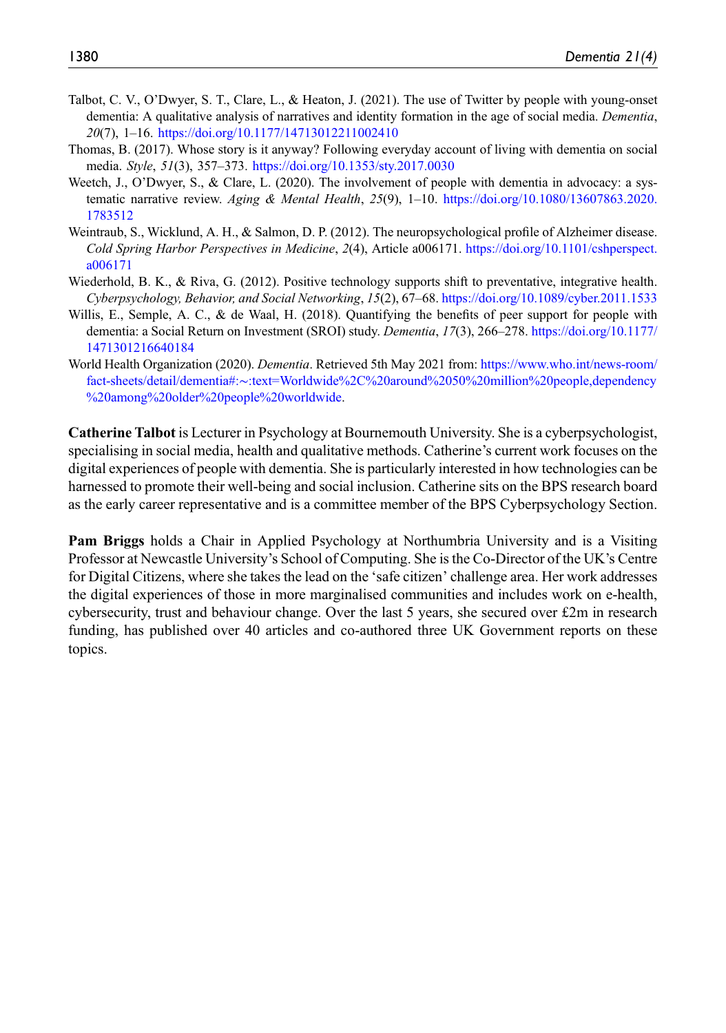Talbot, C. V., O'Dwyer, S. T., Clare, L., & Heaton, J. (2021). The use of Twitter by people with young-onset dementia: A qualitative analysis of narratives and identity formation in the age of social media. *Dementia*, *20*(7), 1–16. https://doi.org/10.1177/14713012211002410

Thomas, B. (2017). Whose story is it anyway? Following everyday account of living with dementia on social media. *Style*, *51*(3), 357–373. https://doi.org/10.1353/sty.2017.0030

Weetch, J., O'Dwyer, S., & Clare, L. (2020). The involvement of people with dementia in advocacy: a systematic narrative review. *Aging & Mental Health*, *25*(9), 1–10. https://doi.org/10.1080/13607863.2020.1783512

Weintraub, S., Wicklund, A. H., & Salmon, D. P. (2012). The neuropsychological profile of Alzheimer disease. *Cold Spring Harbor Perspectives in Medicine*, *2*(4), Article a006171. https://doi.org/10.1101/cshperspect.a006171

Wiederhold, B. K., & Riva, G. (2012). Positive technology supports shift to preventative, integrative health. *Cyberpsychology, Behavior, and Social Networking*, *15*(2), 67–68. https://doi.org/10.1089/cyber.2011.1533

Willis, E., Semple, A. C., & de Waal, H. (2018). Quantifying the benefits of peer support for people with dementia: a Social Return on Investment (SROI) study. *Dementia*, *17*(3), 266–278. https://doi.org/10.1177/1471301216640184

World Health Organization (2020). *Dementia*. Retrieved 5th May 2021 from: https://www.who.int/news-room/fact-sheets/detail/dementia#:~:text=Worldwide%2C%20around%2050%20million%20people,dependency%20among%20older%20people%20worldwide.

**Catherine Talbot** is Lecturer in Psychology at Bournemouth University. She is a cyberpsychologist, specialising in social media, health and qualitative methods. Catherine's current work focuses on the digital experiences of people with dementia. She is particularly interested in how technologies can be harnessed to promote their well-being and social inclusion. Catherine sits on the BPS research board as the early career representative and is a committee member of the BPS Cyberpsychology Section.

**Pam Briggs** holds a Chair in Applied Psychology at Northumbria University and is a Visiting Professor at Newcastle University's School of Computing. She is the Co-Director of the UK's Centre for Digital Citizens, where she takes the lead on the 'safe citizen' challenge area. Her work addresses the digital experiences of those in more marginalised communities and includes work on e-health, cybersecurity, trust and behaviour change. Over the last 5 years, she secured over £2m in research funding, has published over 40 articles and co-authored three UK Government reports on these topics.